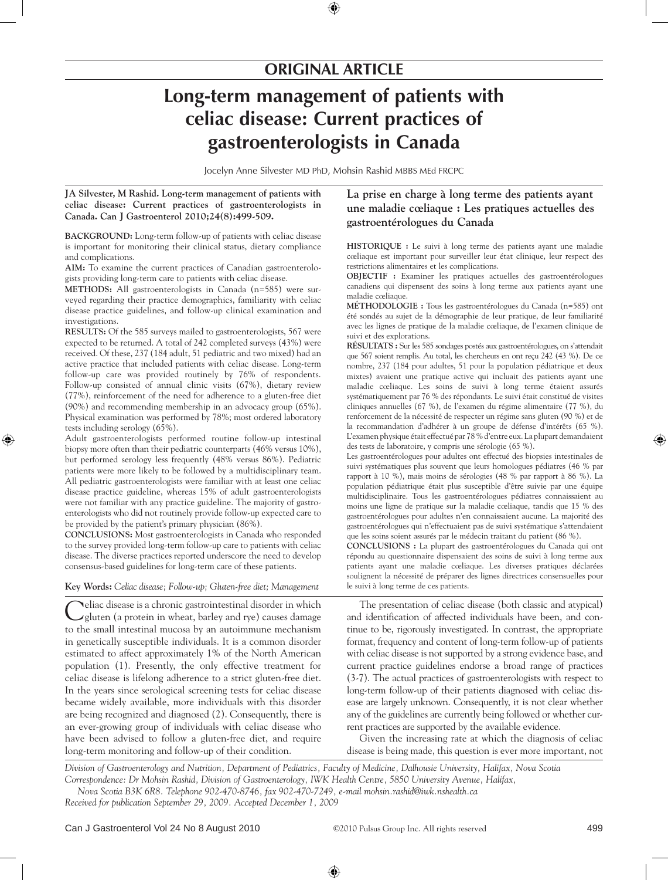## ORIGINAL ARTICLE

# Long-term management of patients with celiac disease: Current practices of gastroenterologists in Canada

Jocelyn Anne Silvester MD PhD, Mohsin Rashid MBBS MEd FRCPC

**JA Silvester, M Rashid. Long-term management of patients with celiac disease: Current practices of gastroenterologists in Canada. Can J Gastroenterol 2010;24(8):499-509.**

**BACKGROUND:** Long-term follow-up of patients with celiac disease is important for monitoring their clinical status, dietary compliance and complications.

**AIM:** To examine the current practices of Canadian gastroenterologists providing long-term care to patients with celiac disease.

**METHODS:** All gastroenterologists in Canada (n=585) were surveyed regarding their practice demographics, familiarity with celiac disease practice guidelines, and follow-up clinical examination and investigations.

**RESULTS:** Of the 585 surveys mailed to gastroenterologists, 567 were expected to be returned. A total of 242 completed surveys (43%) were received. Of these, 237 (184 adult, 51 pediatric and two mixed) had an active practice that included patients with celiac disease. Long-term follow-up care was provided routinely by 76% of respondents. Follow-up consisted of annual clinic visits (67%), dietary review (77%), reinforcement of the need for adherence to a gluten-free diet (90%) and recommending membership in an advocacy group (65%). Physical examination was performed by 78%; most ordered laboratory tests including serology (65%).

Adult gastroenterologists performed routine follow-up intestinal biopsy more often than their pediatric counterparts (46% versus 10%), but performed serology less frequently (48% versus 86%). Pediatric patients were more likely to be followed by a multidisciplinary team. All pediatric gastroenterologists were familiar with at least one celiac disease practice guideline, whereas 15% of adult gastroenterologists were not familiar with any practice guideline. The majority of gastroenterologists who did not routinely provide follow-up expected care to be provided by the patient's primary physician (86%).

**CONCLUSIONS:** Most gastroenterologists in Canada who responded to the survey provided long-term follow-up care to patients with celiac disease. The diverse practices reported underscore the need to develop consensus-based guidelines for long-term care of these patients.

**Key Words:** *Celiac disease; Follow-up; Gluten-free diet; Management*

### La prise en charge à long terme des patients ayant une maladie cœliaque : Les pratiques actuelles des gastroentérologues du Canada

**HISTORIQUE :** Le suivi à long terme des patients ayant une maladie cœliaque est important pour surveiller leur état clinique, leur respect des restrictions alimentaires et les complications.

**OBJECTIF :** Examiner les pratiques actuelles des gastroentérologues canadiens qui dispensent des soins à long terme aux patients ayant une maladie cœliaque.

**MÉTHODOLOGIE :** Tous les gastroentérologues du Canada (n=585) ont été sondés au sujet de la démographie de leur pratique, de leur familiarité avec les lignes de pratique de la maladie cœliaque, de l'examen clinique de suivi et des explorations.

**RÉSULTATS :** Sur les 585 sondages postés aux gastroentérologues, on s'attendait que 567 soient remplis. Au total, les chercheurs en ont reçu 242 (43 %). De ce nombre, 237 (184 pour adultes, 51 pour la population pédiatrique et deux mixtes) avaient une pratique active qui incluait des patients ayant une maladie cœliaque. Les soins de suivi à long terme étaient assurés systématiquement par 76 % des répondants. Le suivi était constitué de visites cliniques annuelles (67 %), de l'examen du régime alimentaire (77 %), du renforcement de la nécessité de respecter un régime sans gluten (90 %) et de la recommandation d'adhérer à un groupe de défense d'intérêts (65 %). L'examen physique était effectué par 78 % d'entre eux. La plupart demandaient des tests de laboratoire, y compris une sérologie (65 %).

Les gastroentérologues pour adultes ont effectué des biopsies intestinales de suivi systématiques plus souvent que leurs homologues pédiatres (46 % par rapport à 10 %), mais moins de sérologies (48 % par rapport à 86 %). La population pédiatrique était plus susceptible d'être suivie par une équipe multidisciplinaire. Tous les gastroentérologues pédiatres connaissaient au moins une ligne de pratique sur la maladie cœliaque, tandis que 15 % des gastroentérologues pour adultes n'en connaissaient aucune. La majorité des gastroentérologues qui n'effectuaient pas de suivi systématique s'attendaient que les soins soient assurés par le médecin traitant du patient (86 %).

**CONCLUSIONS :** La plupart des gastroentérologues du Canada qui ont répondu au questionnaire dispensaient des soins de suivi à long terme aux patients ayant une maladie cœliaque. Les diverses pratiques déclarées soulignent la nécessité de préparer des lignes directrices consensuelles pour le suivi à long terme de ces patients.

Celiac disease is a chronic gastrointestinal disorder in which gluten (a protein in wheat, barley and rye) causes damage to the small intestinal mucosa by an autoimmune mechanism in genetically susceptible individuals. It is a common disorder estimated to affect approximately 1% of the North American population (1). Presently, the only effective treatment for celiac disease is lifelong adherence to a strict gluten-free diet. In the years since serological screening tests for celiac disease became widely available, more individuals with this disorder are being recognized and diagnosed (2). Consequently, there is an ever-growing group of individuals with celiac disease who have been advised to follow a gluten-free diet, and require long-term monitoring and follow-up of their condition.

The presentation of celiac disease (both classic and atypical) and identification of affected individuals have been, and continue to be, rigorously investigated. In contrast, the appropriate format, frequency and content of long-term follow-up of patients with celiac disease is not supported by a strong evidence base, and current practice guidelines endorse a broad range of practices (3-7). The actual practices of gastroenterologists with respect to long-term follow-up of their patients diagnosed with celiac disease are largely unknown. Consequently, it is not clear whether any of the guidelines are currently being followed or whether current practices are supported by the available evidence.

Given the increasing rate at which the diagnosis of celiac disease is being made, this question is ever more important, not

*Division of Gastroenterology and Nutrition, Department of Pediatrics, Faculty of Medicine, Dalhousie University, Halifax, Nova Scotia*
*Correspondence: Dr Mohsin Rashid, Division of Gastroenterology, IWK Health Centre, 5850 University Avenue, Halifax, Nova Scotia B3K 6R8. Telephone 902-470-8746, fax 902-470-7249, e-mail mohsin.rashid@iwk.nshealth.ca*
*Received for publication September 29, 2009. Accepted December 1, 2009*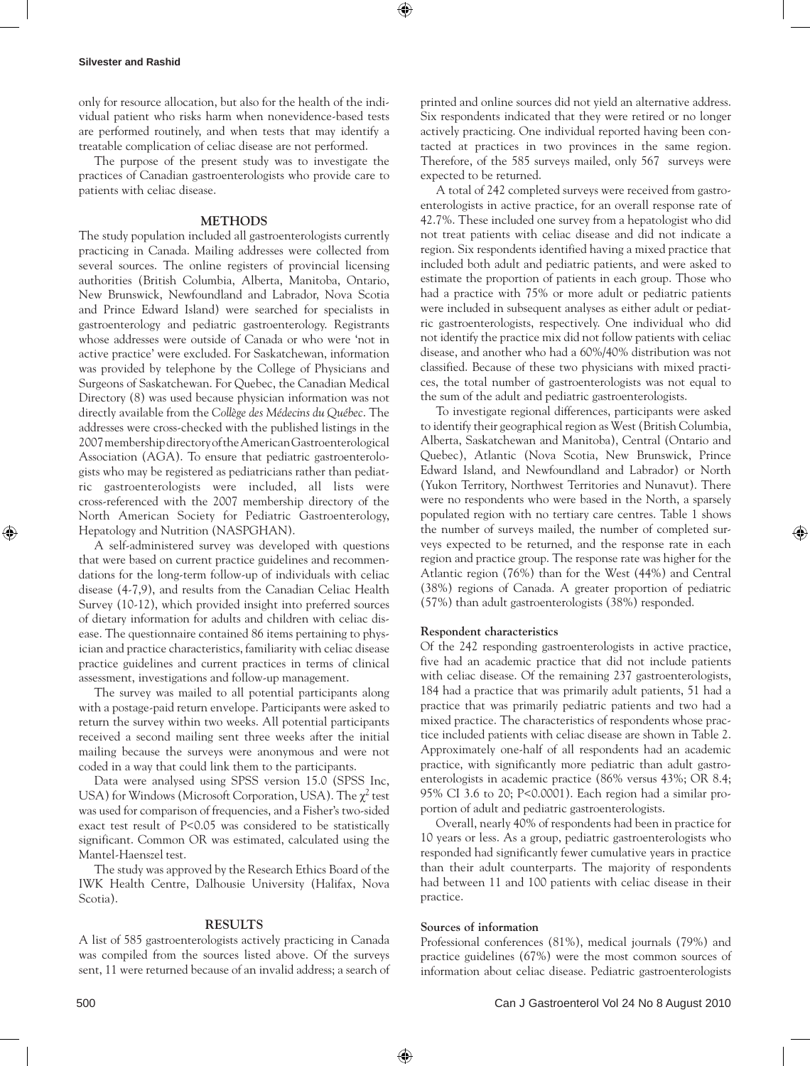only for resource allocation, but also for the health of the individual patient who risks harm when nonevidence-based tests are performed routinely, and when tests that may identify a treatable complication of celiac disease are not performed.

The purpose of the present study was to investigate the practices of Canadian gastroenterologists who provide care to patients with celiac disease.

## METHODS

The study population included all gastroenterologists currently practicing in Canada. Mailing addresses were collected from several sources. The online registers of provincial licensing authorities (British Columbia, Alberta, Manitoba, Ontario, New Brunswick, Newfoundland and Labrador, Nova Scotia and Prince Edward Island) were searched for specialists in gastroenterology and pediatric gastroenterology. Registrants whose addresses were outside of Canada or who were 'not in active practice' were excluded. For Saskatchewan, information was provided by telephone by the College of Physicians and Surgeons of Saskatchewan. For Quebec, the Canadian Medical Directory (8) was used because physician information was not directly available from the *Collège des Médecins du Québec*. The addresses were cross-checked with the published listings in the 2007 membership directory of the American Gastroenterological Association (AGA). To ensure that pediatric gastroenterologists who may be registered as pediatricians rather than pediatric gastroenterologists were included, all lists were cross-referenced with the 2007 membership directory of the North American Society for Pediatric Gastroenterology, Hepatology and Nutrition (NASPGHAN).

A self-administered survey was developed with questions that were based on current practice guidelines and recommendations for the long-term follow-up of individuals with celiac disease (4-7,9), and results from the Canadian Celiac Health Survey (10-12), which provided insight into preferred sources of dietary information for adults and children with celiac disease. The questionnaire contained 86 items pertaining to physician and practice characteristics, familiarity with celiac disease practice guidelines and current practices in terms of clinical assessment, investigations and follow-up management.

The survey was mailed to all potential participants along with a postage-paid return envelope. Participants were asked to return the survey within two weeks. All potential participants received a second mailing sent three weeks after the initial mailing because the surveys were anonymous and were not coded in a way that could link them to the participants.

Data were analysed using SPSS version 15.0 (SPSS Inc, USA) for Windows (Microsoft Corporation, USA). The $\chi^2$ test was used for comparison of frequencies, and a Fisher's two-sided exact test result of $P<0.05$ was considered to be statistically significant. Common OR was estimated, calculated using the Mantel-Haenszel test.

The study was approved by the Research Ethics Board of the IWK Health Centre, Dalhousie University (Halifax, Nova Scotia).

## RESULTS

A list of 585 gastroenterologists actively practicing in Canada was compiled from the sources listed above. Of the surveys sent, 11 were returned because of an invalid address; a search of printed and online sources did not yield an alternative address. Six respondents indicated that they were retired or no longer actively practicing. One individual reported having been contacted at practices in two provinces in the same region. Therefore, of the 585 surveys mailed, only 567 surveys were expected to be returned.

A total of 242 completed surveys were received from gastroenterologists in active practice, for an overall response rate of 42.7%. These included one survey from a hepatologist who did not treat patients with celiac disease and did not indicate a region. Six respondents identified having a mixed practice that included both adult and pediatric patients, and were asked to estimate the proportion of patients in each group. Those who had a practice with 75% or more adult or pediatric patients were included in subsequent analyses as either adult or pediatric gastroenterologists, respectively. One individual who did not identify the practice mix did not follow patients with celiac disease, and another who had a 60%/40% distribution was not classified. Because of these two physicians with mixed practices, the total number of gastroenterologists was not equal to the sum of the adult and pediatric gastroenterologists.

To investigate regional differences, participants were asked to identify their geographical region as West (British Columbia, Alberta, Saskatchewan and Manitoba), Central (Ontario and Quebec), Atlantic (Nova Scotia, New Brunswick, Prince Edward Island, and Newfoundland and Labrador) or North (Yukon Territory, Northwest Territories and Nunavut). There were no respondents who were based in the North, a sparsely populated region with no tertiary care centres. Table 1 shows the number of surveys mailed, the number of completed surveys expected to be returned, and the response rate in each region and practice group. The response rate was higher for the Atlantic region (76%) than for the West (44%) and Central (38%) regions of Canada. A greater proportion of pediatric (57%) than adult gastroenterologists (38%) responded.

### Respondent characteristics

Of the 242 responding gastroenterologists in active practice, five had an academic practice that did not include patients with celiac disease. Of the remaining 237 gastroenterologists, 184 had a practice that was primarily adult patients, 51 had a practice that was primarily pediatric patients and two had a mixed practice. The characteristics of respondents whose practice included patients with celiac disease are shown in Table 2. Approximately one-half of all respondents had an academic practice, with significantly more pediatric than adult gastroenterologists in academic practice (86% versus 43%; OR 8.4; 95% CI 3.6 to 20; $P<0.0001$). Each region had a similar proportion of adult and pediatric gastroenterologists.

Overall, nearly 40% of respondents had been in practice for 10 years or less. As a group, pediatric gastroenterologists who responded had significantly fewer cumulative years in practice than their adult counterparts. The majority of respondents had between 11 and 100 patients with celiac disease in their practice.

### Sources of information

Professional conferences (81%), medical journals (79%) and practice guidelines (67%) were the most common sources of information about celiac disease. Pediatric gastroenterologists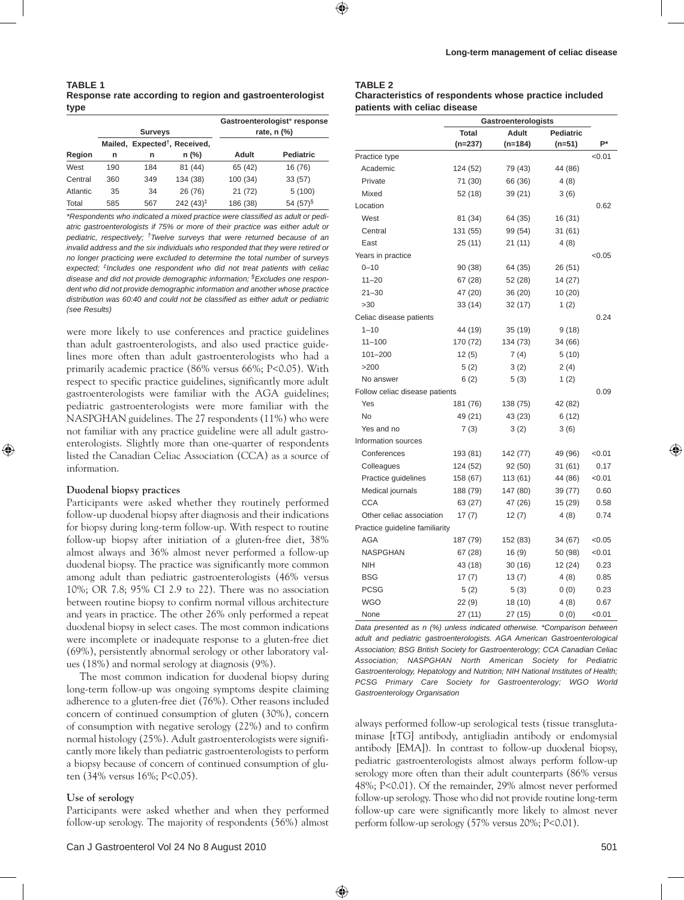**TABLE 1**
**Response rate according to region and gastroenterologist type**

| | Surveys | | | Gastroenterologist* response rate, n (%) | |
|---|---|---|---|---|---|
| | Mailed, | Expected[†], | Received, | | |
| Region | n | n | n (%) | Adult | Pediatric |
| West | 190 | 184 | 81 (44) | 65 (42) | 16 (76) |
| Central | 360 | 349 | 134 (38) | 100 (34) | 33 (57) |
| Atlantic | 35 | 34 | 26 (76) | 21 (72) | 5 (100) |
| Total | 585 | 567 | 242 (43)[‡] | 186 (38) | 54 (57)[§] |

*\*Respondents who indicated a mixed practice were classified as adult or pediatric gastroenterologists if 75% or more of their practice was either adult or pediatric, respectively; [†]Twelve surveys that were returned because of an invalid address and the six individuals who responded that they were retired or no longer practicing were excluded to determine the total number of surveys expected; [‡]Includes one respondent who did not treat patients with celiac disease and did not provide demographic information; [§]Excludes one respondent who did not provide demographic information and another whose practice distribution was 60:40 and could not be classified as either adult or pediatric (see Results)*

were more likely to use conferences and practice guidelines than adult gastroenterologists, and also used practice guidelines more often than had adult gastroenterologists who had a primarily academic practice (86% versus 66%; P<0.05). With respect to specific practice guidelines, significantly more adult gastroenterologists were familiar with the AGA guidelines; pediatric gastroenterologists were more familiar with the NASPGHAN guidelines. The 27 respondents (11%) who were not familiar with any practice guideline were all adult gastroenterologists. Slightly more than one-quarter of respondents listed the Canadian Celiac Association (CCA) as a source of information.

### Duodenal biopsy practices

Participants were asked whether they routinely performed follow-up duodenal biopsy after diagnosis and their indications for biopsy during long-term follow-up. With respect to routine follow-up biopsy after initiation of a gluten-free diet, 38% almost always and 36% almost never performed a follow-up duodenal biopsy. The practice was significantly more common among adult than pediatric gastroenterologists (46% versus 10%; OR 7.8; 95% CI 2.9 to 22). There was no association between routine biopsy to confirm normal villous architecture and years in practice. The other 26% only performed a repeat duodenal biopsy in select cases. The most common indications were incomplete or inadequate response to a gluten-free diet (69%), persistently abnormal serology or other laboratory values (18%) and normal serology at diagnosis (9%).

The most common indication for duodenal biopsy during long-term follow-up was ongoing symptoms despite claiming adherence to a gluten-free diet (76%). Other reasons included concern of continued consumption of gluten (30%), concern of consumption with negative serology (22%) and to confirm normal histology (25%). Adult gastroenterologists were significantly more likely than pediatric gastroenterologists to perform a biopsy because of concern of continued consumption of gluten (34% versus 16%; P<0.05).

### Use of serology

Participants were asked whether and when they performed follow-up serology. The majority of respondents (56%) almost always performed follow-up serological tests (tissue transglutaminase [tTG] antibody, antigliadin antibody or endomysial antibody [EMA]). In contrast to follow-up duodenal biopsy, pediatric gastroenterologists almost always perform follow-up serology more often than their adult counterparts (86% versus 48%; P<0.01). Of the remainder, 29% almost never performed follow-up serology. Those who did not provide routine long-term follow-up care were significantly more likely to almost never perform follow-up serology (57% versus 20%; P<0.01).

**TABLE 2**
**Characteristics of respondents whose practice included patients with celiac disease**

| | Gastroenterologists | | | |
|---|---|---|---|---|
| | Total (n=237) | Adult (n=184) | Pediatric (n=51) | P* |
| Practice type | | | | <0.01 |
| Academic | 124 (52) | 79 (43) | 44 (86) | |
| Private | 71 (30) | 66 (36) | 4 (8) | |
| Mixed | 52 (18) | 39 (21) | 3 (6) | |
| Location | | | | 0.62 |
| West | 81 (34) | 64 (35) | 16 (31) | |
| Central | 131 (55) | 99 (54) | 31 (61) | |
| East | 25 (11) | 21 (11) | 4 (8) | |
| Years in practice | | | | <0.05 |
| 0–10 | 90 (38) | 64 (35) | 26 (51) | |
| 11–20 | 67 (28) | 52 (28) | 14 (27) | |
| 21–30 | 47 (20) | 36 (20) | 10 (20) | |
| >30 | 33 (14) | 32 (17) | 1 (2) | |
| Celiac disease patients | | | | 0.24 |
| 1–10 | 44 (19) | 35 (19) | 9 (18) | |
| 11–100 | 170 (72) | 134 (73) | 34 (66) | |
| 101–200 | 12 (5) | 7 (4) | 5 (10) | |
| >200 | 5 (2) | 3 (2) | 2 (4) | |
| No answer | 6 (2) | 5 (3) | 1 (2) | |
| Follow celiac disease patients | | | | 0.09 |
| Yes | 181 (76) | 138 (75) | 42 (82) | |
| No | 49 (21) | 43 (23) | 6 (12) | |
| Yes and no | 7 (3) | 3 (2) | 3 (6) | |
| Information sources | | | | |
| Conferences | 193 (81) | 142 (77) | 49 (96) | <0.01 |
| Colleagues | 124 (52) | 92 (50) | 31 (61) | 0.17 |
| Practice guidelines | 158 (67) | 113 (61) | 44 (86) | <0.01 |
| Medical journals | 188 (79) | 147 (80) | 39 (77) | 0.60 |
| CCA | 63 (27) | 47 (26) | 15 (29) | 0.58 |
| Other celiac association | 17 (7) | 12 (7) | 4 (8) | 0.74 |
| Practice guideline familiarity | | | | |
| AGA | 187 (79) | 152 (83) | 34 (67) | <0.05 |
| NASPGHAN | 67 (28) | 16 (9) | 50 (98) | <0.01 |
| NIH | 43 (18) | 30 (16) | 12 (24) | 0.23 |
| BSG | 17 (7) | 13 (7) | 4 (8) | 0.85 |
| PCSG | 5 (2) | 5 (3) | 0 (0) | 0.23 |
| WGO | 22 (9) | 18 (10) | 4 (8) | 0.67 |
| None | 27 (11) | 27 (15) | 0 (0) | <0.01 |

*Data presented as n (%) unless indicated otherwise. \*Comparison between adult and pediatric gastroenterologists. AGA American Gastroenterological Association; BSG British Society for Gastroenterology; CCA Canadian Celiac Association; NASPGHAN North American Society for Pediatric Gastroenterology, Hepatology and Nutrition; NIH National Institutes of Health; PCSG Primary Care Society for Gastroenterology; WGO World Gastroenterology Organisation*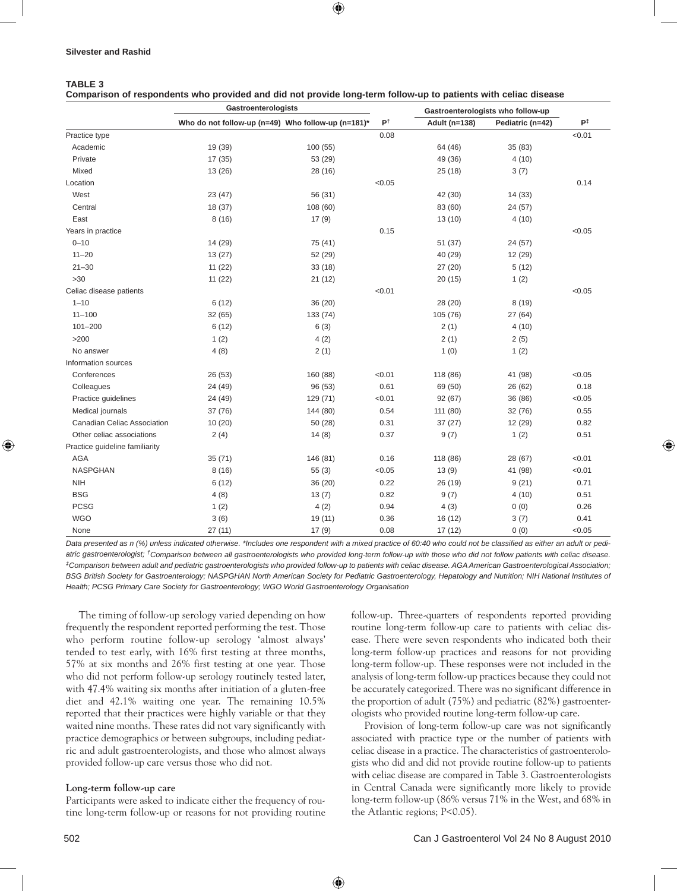**TABLE 3**

**Comparison of respondents who provided and did not provide long-term follow-up to patients with celiac disease**

| | Gastroenterologists | | | Gastroenterologists who follow-up | | |
|---|---|---|---|---|---|---|
| | Who do not follow-up (n=49) | Who follow-up (n=181)* | P[†] | Adult (n=138) | Pediatric (n=42) | P[‡] |
| Practice type | | | 0.08 | | | <0.01 |
| Academic | 19 (39) | 100 (55) | | 64 (46) | 35 (83) | |
| Private | 17 (35) | 53 (29) | | 49 (36) | 4 (10) | |
| Mixed | 13 (26) | 28 (16) | | 25 (18) | 3 (7) | |
| Location | | | <0.05 | | | 0.14 |
| West | 23 (47) | 56 (31) | | 42 (30) | 14 (33) | |
| Central | 18 (37) | 108 (60) | | 83 (60) | 24 (57) | |
| East | 8 (16) | 17 (9) | | 13 (10) | 4 (10) | |
| Years in practice | | | 0.15 | | | <0.05 |
| 0–10 | 14 (29) | 75 (41) | | 51 (37) | 24 (57) | |
| 11–20 | 13 (27) | 52 (29) | | 40 (29) | 12 (29) | |
| 21–30 | 11 (22) | 33 (18) | | 27 (20) | 5 (12) | |
| >30 | 11 (22) | 21 (12) | | 20 (15) | 1 (2) | |
| Celiac disease patients | | | <0.01 | | | <0.05 |
| 1–10 | 6 (12) | 36 (20) | | 28 (20) | 8 (19) | |
| 11–100 | 32 (65) | 133 (74) | | 105 (76) | 27 (64) | |
| 101–200 | 6 (12) | 6 (3) | | 2 (1) | 4 (10) | |
| >200 | 1 (2) | 4 (2) | | 2 (1) | 2 (5) | |
| No answer | 4 (8) | 2 (1) | | 1 (0) | 1 (2) | |
| Information sources | | | | | | |
| Conferences | 26 (53) | 160 (88) | <0.01 | 118 (86) | 41 (98) | <0.05 |
| Colleagues | 24 (49) | 96 (53) | 0.61 | 69 (50) | 26 (62) | 0.18 |
| Practice guidelines | 24 (49) | 129 (71) | <0.01 | 92 (67) | 36 (86) | <0.05 |
| Medical journals | 37 (76) | 144 (80) | 0.54 | 111 (80) | 32 (76) | 0.55 |
| Canadian Celiac Association | 10 (20) | 50 (28) | 0.31 | 37 (27) | 12 (29) | 0.82 |
| Other celiac associations | 2 (4) | 14 (8) | 0.37 | 9 (7) | 1 (2) | 0.51 |
| Practice guideline familiarity | | | | | | |
| AGA | 35 (71) | 146 (81) | 0.16 | 118 (86) | 28 (67) | <0.01 |
| NASPGHAN | 8 (16) | 55 (3) | <0.05 | 13 (9) | 41 (98) | <0.01 |
| NIH | 6 (12) | 36 (20) | 0.22 | 26 (19) | 9 (21) | 0.71 |
| BSG | 4 (8) | 13 (7) | 0.82 | 9 (7) | 4 (10) | 0.51 |
| PCSG | 1 (2) | 4 (2) | 0.94 | 4 (3) | 0 (0) | 0.26 |
| WGO | 3 (6) | 19 (11) | 0.36 | 16 (12) | 3 (7) | 0.41 |
| None | 27 (11) | 17 (9) | 0.08 | 17 (12) | 0 (0) | <0.05 |

*Data presented as n (%) unless indicated otherwise. *Includes one respondent with a mixed practice of 60:40 who could not be classified as either an adult or pediatric gastroenterologist; [†]Comparison between all gastroenterologists who provided long-term follow-up with those who did not follow patients with celiac disease. [‡]Comparison between adult and pediatric gastroenterologists who provided follow-up to patients with celiac disease. AGA American Gastroenterological Association; BSG British Society for Gastroenterology; NASPGHAN North American Society for Pediatric Gastroenterology, Hepatology and Nutrition; NIH National Institutes of Health; PCSG Primary Care Society for Gastroenterology; WGO World Gastroenterology Organisation*

The timing of follow-up serology varied depending on how frequently the respondent reported performing the test. Those who perform routine follow-up serology 'almost always' tended to test early, with 16% first testing at three months, 57% at six months and 26% first testing at one year. Those who did not perform follow-up serology routinely tested later, with 47.4% waiting six months after initiation of a gluten-free diet and 42.1% waiting one year. The remaining 10.5% reported that their practices were highly variable or that they waited nine months. These rates did not vary significantly with practice demographics or between subgroups, including pediatric and adult gastroenterologists, and those who almost always provided follow-up care versus those who did not.

**Long-term follow-up care**

Participants were asked to indicate either the frequency of routine long-term follow-up or reasons for not providing routine follow-up. Three-quarters of respondents reported providing routine long-term follow-up care to patients with celiac disease. There were seven respondents who indicated both their long-term follow-up practices and reasons for not providing long-term follow-up. These responses were not included in the analysis of long-term follow-up practices because they could not be accurately categorized. There was no significant difference in the proportion of adult (75%) and pediatric (82%) gastroenterologists who provided routine long-term follow-up care.

Provision of long-term follow-up care was not significantly associated with practice type or the number of patients with celiac disease in a practice. The characteristics of gastroenterologists who did and did not provide routine follow-up to patients with celiac disease are compared in Table 3. Gastroenterologists in Central Canada were significantly more likely to provide long-term follow-up (86% versus 71% in the West, and 68% in the Atlantic regions; P<0.05).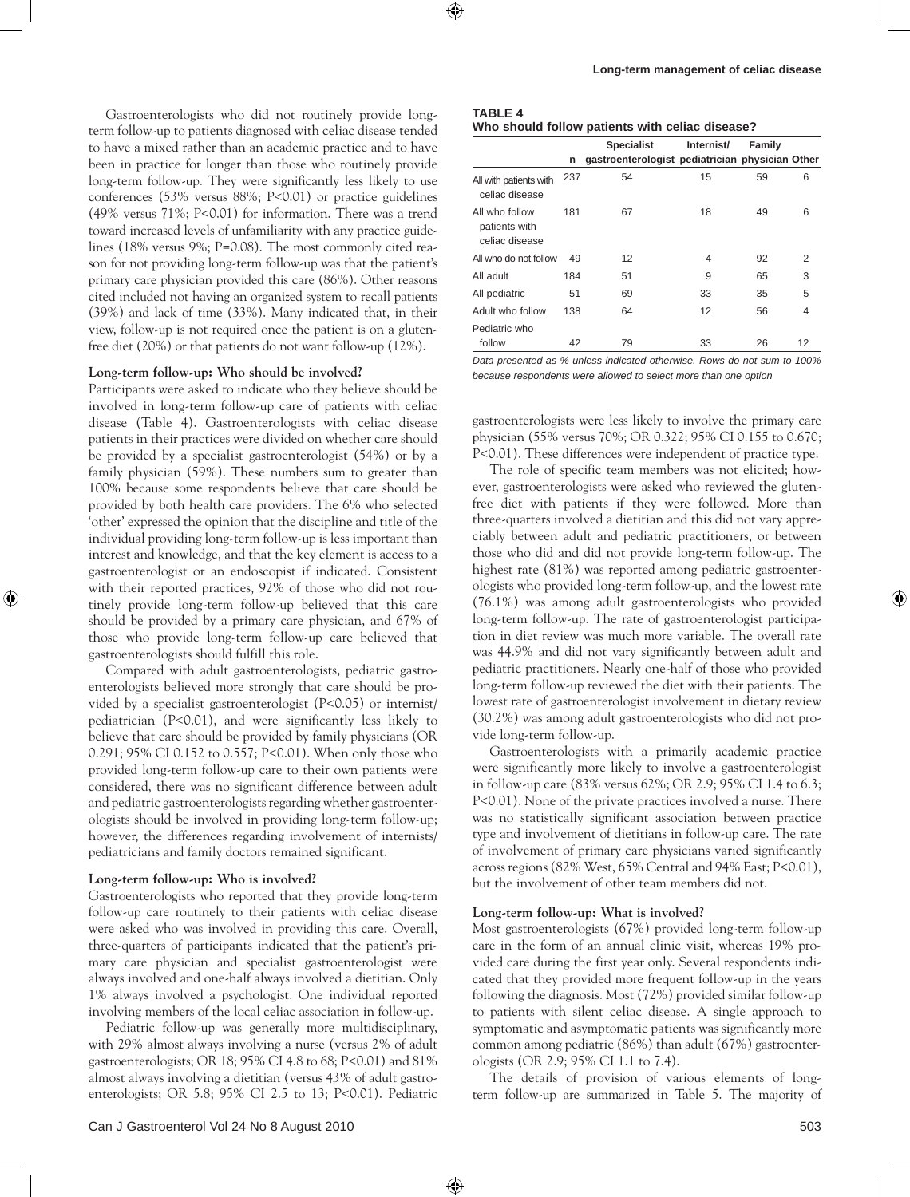Gastroenterologists who did not routinely provide long-term follow-up to patients diagnosed with celiac disease tended to have a mixed rather than an academic practice and to have been in practice for longer than those who routinely provide long-term follow-up. They were significantly less likely to use conferences (53% versus 88%; P<0.01) or practice guidelines (49% versus 71%; P<0.01) for information. There was a trend toward increased levels of unfamiliarity with any practice guidelines (18% versus 9%; P=0.08). The most commonly cited reason for not providing long-term follow-up was that the patient's primary care physician provided this care (86%). Other reasons cited included not having an organized system to recall patients (39%) and lack of time (33%). Many indicated that, in their view, follow-up is not required once the patient is on a gluten-free diet (20%) or that patients do not want follow-up (12%).

**Long-term follow-up: Who should be involved?**

Participants were asked to indicate who they believe should be involved in long-term follow-up care of patients with celiac disease (Table 4). Gastroenterologists with celiac disease patients in their practices were divided on whether care should be provided by a specialist gastroenterologist (54%) or by a family physician (59%). These numbers sum to greater than 100% because some respondents believe that care should be provided by both health care providers. The 6% who selected 'other' expressed the opinion that the discipline and title of the individual providing long-term follow-up is less important than interest and knowledge, and that the key element is access to a gastroenterologist or an endoscopist if indicated. Consistent with their reported practices, 92% of those who did not routinely provide long-term follow-up believed that this care should be provided by a primary care physician, and 67% of those who provide long-term follow-up care believed that gastroenterologists should fulfill this role.

Compared with adult gastroenterologists, pediatric gastroenterologists believed more strongly that care should be provided by a specialist gastroenterologist (P<0.05) or internist/pediatrician (P<0.01), and were significantly less likely to believe that care should be provided by family physicians (OR 0.291; 95% CI 0.152 to 0.557; P<0.01). When only those who provided long-term follow-up care to their own patients were considered, there was no significant difference between adult and pediatric gastroenterologists regarding whether gastroenterologists should be involved in providing long-term follow-up; however, the differences regarding involvement of internists/pediatricians and family doctors remained significant.

**Long-term follow-up: Who is involved?**

Gastroenterologists who reported that they provide long-term follow-up care routinely to their patients with celiac disease were asked who was involved in providing this care. Overall, three-quarters of participants indicated that the patient's primary care physician and specialist gastroenterologist were always involved and one-half always involved a dietitian. Only 1% always involved a psychologist. One individual reported involving members of the local celiac association in follow-up.

Pediatric follow-up was generally more multidisciplinary, with 29% almost always involving a nurse (versus 2% of adult gastroenterologists; OR 18; 95% CI 4.8 to 68; P<0.01) and 81% almost always involving a dietitian (versus 43% of adult gastroenterologists; OR 5.8; 95% CI 2.5 to 13; P<0.01). Pediatric

**TABLE 4**
**Who should follow patients with celiac disease?**

| | n | Specialist gastroenterologist | Internist/ pediatrician | Family physician | Other |
|---|---|---|---|---|---|
| All with patients with celiac disease | 237 | 54 | 15 | 59 | 6 |
| All who follow patients with celiac disease | 181 | 67 | 18 | 49 | 6 |
| All who do not follow | 49 | 12 | 4 | 92 | 2 |
| All adult | 184 | 51 | 9 | 65 | 3 |
| All pediatric | 51 | 69 | 33 | 35 | 5 |
| Adult who follow | 138 | 64 | 12 | 56 | 4 |
| Pediatric who follow | 42 | 79 | 33 | 26 | 12 |

*Data presented as % unless indicated otherwise. Rows do not sum to 100% because respondents were allowed to select more than one option*

gastroenterologists were less likely to involve the primary care physician (55% versus 70%; OR 0.322; 95% CI 0.155 to 0.670; P<0.01). These differences were independent of practice type.

The role of specific team members was not elicited; however, gastroenterologists were asked who reviewed the gluten-free diet with patients if they were followed. More than three-quarters involved a dietitian and this did not vary appreciably between adult and pediatric practitioners, or between those who did and did not provide long-term follow-up. The highest rate (81%) was reported among pediatric gastroenterologists who provided long-term follow-up, and the lowest rate (76.1%) was among adult gastroenterologists who provided long-term follow-up. The rate of gastroenterologist participation in diet review was much more variable. The overall rate was 44.9% and did not vary significantly between adult and pediatric practitioners. Nearly one-half of those who provided long-term follow-up reviewed the diet with their patients. The lowest rate of gastroenterologist involvement in dietary review (30.2%) was among adult gastroenterologists who did not provide long-term follow-up.

Gastroenterologists with a primarily academic practice were significantly more likely to involve a gastroenterologist in follow-up care (83% versus 62%; OR 2.9; 95% CI 1.4 to 6.3; P<0.01). None of the private practices involved a nurse. There was no statistically significant association between practice type and involvement of dietitians in follow-up care. The rate of involvement of primary care physicians varied significantly across regions (82% West, 65% Central and 94% East; P<0.01), but the involvement of other team members did not.

**Long-term follow-up: What is involved?**

Most gastroenterologists (67%) provided long-term follow-up care in the form of an annual clinic visit, whereas 19% provided care during the first year only. Several respondents indicated that they provided more frequent follow-up in the years following the diagnosis. Most (72%) provided similar follow-up to patients with silent celiac disease. A similar approach to symptomatic and asymptomatic patients was significantly more common among pediatric (86%) than adult (67%) gastroenterologists (OR 2.9; 95% CI 1.1 to 7.4).

The details of provision of various elements of long-term follow-up are summarized in Table 5. The majority of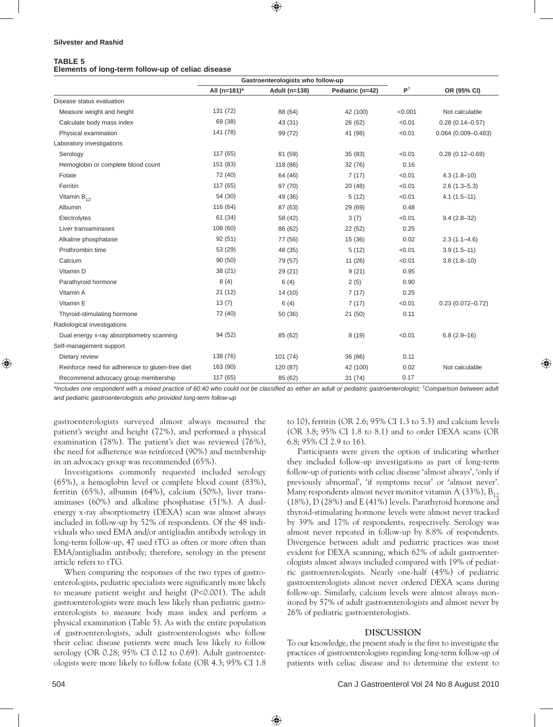**TABLE 5**
**Elements of long-term follow-up of celiac disease**

| | Gastroenterologists who follow-up | | | | |
|---|---|---|---|---|---|
| | All (n=181)* | Adult (n=138) | Pediatric (n=42) | P[†] | OR (95% CI) |
| Disease status evaluation | | | | | |
| Measure weight and height | 131 (72) | 88 (64) | 42 (100) | <0.001 | Not calculable |
| Calculate body mass index | 69 (38) | 43 (31) | 26 (62) | <0.01 | 0.28 (0.14–0.57) |
| Physical examination | 141 (78) | 99 (72) | 41 (98) | <0.01 | 0.064 (0.009–0.483) |
| Laboratory investigations | | | | | |
| Serology | 117 (65) | 81 (59) | 35 (83) | <0.01 | 0.28 (0.12–0.69) |
| Hemoglobin or complete blood count | 151 (83) | 118 (86) | 32 (76) | 0.16 | |
| Folate | 72 (40) | 64 (46) | 7 (17) | <0.01 | 4.3 (1.8–10) |
| Ferritin | 117 (65) | 97 (70) | 20 (48) | <0.01 | 2.6 (1.3–5.3) |
| Vitamin $B_{12}$ | 54 (30) | 49 (36) | 5 (12) | <0.01 | 4.1 (1.5–11) |
| Albumin | 116 (64) | 87 (63) | 29 (69) | 0.48 | |
| Electrolytes | 61 (34) | 58 (42) | 3 (7) | <0.01 | 9.4 (2.8–32) |
| Liver transaminases | 108 (60) | 86 (62) | 22 (52) | 0.25 | |
| Alkaline phosphatase | 92 (51) | 77 (56) | 15 (36) | 0.02 | 2.3 (1.1–4.6) |
| Prothrombin time | 53 (29) | 48 (35) | 5 (12) | <0.01 | 3.9 (1.5–11) |
| Calcium | 90 (50) | 79 (57) | 11 (26) | <0.01 | 3.8 (1.8–10) |
| Vitamin D | 38 (21) | 29 (21) | 9 (21) | 0.95 | |
| Parathyroid hormone | 8 (4) | 6 (4) | 2 (5) | 0.90 | |
| Vitamin A | 21 (12) | 14 (10) | 7 (17) | 0.25 | |
| Vitamin E | 13 (7) | 6 (4) | 7 (17) | <0.01 | 0.23 (0.072–0.72) |
| Thyroid-stimulating hormone | 72 (40) | 50 (36) | 21 (50) | 0.11 | |
| Radiological investigations | | | | | |
| Dual energy x-ray absorptiometry scanning | 94 (52) | 85 (62) | 8 (19) | <0.01 | 6.8 (2.9–16) |
| Self-management support | | | | | |
| Dietary review | 138 (76) | 101 (74) | 36 (86) | 0.11 | |
| Reinforce need for adherence to gluten-free diet | 163 (90) | 120 (87) | 42 (100) | 0.02 | Not calculable |
| Recommend advocacy group membership | 117 (65) | 85 (62) | 31 (74) | 0.17 | |

*\*Includes one respondent with a mixed practice of 60:40 who could not be classified as either an adult or pediatric gastroenterologist; †Comparison between adult and pediatric gastroenterologists who provided long-term follow-up*

gastroenterologists surveyed almost always measured the patient's weight and height (72%), and performed a physical examination (78%). The patient's diet was reviewed (76%), the need for adherence was reinforced (90%) and membership in an advocacy group was recommended (65%).

Investigations commonly requested included serology (65%), a hemoglobin level or complete blood count (83%), ferritin (65%), albumin (64%), calcium (50%), liver transaminases (60%) and alkaline phosphatase (51%). A dual-energy x-ray absorptiometry (DEXA) scan was almost always included in follow-up by 52% of respondents. Of the 48 individuals who used EMA and/or antigliadin antibody serology in long-term follow-up, 47 used tTG as often or more often than EMA/antigliadin antibody; therefore, serology in the present article refers to tTG.

When comparing the responses of the two types of gastroenterologists, pediatric specialists were significantly more likely to measure patient weight and height ($P<0.001$). The adult gastroenterologists were much less likely than pediatric gastroenterologists to measure body mass index and perform a physical examination (Table 5). As with the entire population of gastroenterologists, adult gastroenterologists who follow their celiac disease patients were much less likely to follow serology (OR 0.28; 95% CI 0.12 to 0.69). Adult gastroenterologists were more likely to follow folate (OR 4.3; 95% CI 1.8 to 10), ferritin (OR 2.6; 95% CI 1.3 to 5.3) and calcium levels (OR 3.8; 95% CI 1.8 to 8.1) and to order DEXA scans (OR 6.8; 95% CI 2.9 to 16).

Participants were given the option of indicating whether they included follow-up investigations as part of long-term follow-up of patients with celiac disease 'almost always', 'only if previously abnormal', 'if symptoms recur' or 'almost never'. Many respondents almost never monitor vitamin A (33%), $B_{12}$ (18%), D (28%) and E (41%) levels. Parathyroid hormone and thyroid-stimulating hormone levels were almost never tracked by 39% and 17% of respondents, respectively. Serology was almost never repeated in follow-up by 8.8% of respondents. Divergence between adult and pediatric practices was most evident for DEXA scanning, which 62% of adult gastroenterologists almost always included compared with 19% of pediatric gastroenterologists. Nearly one-half (45%) of pediatric gastroenterologists almost never ordered DEXA scans during follow-up. Similarly, calcium levels were almost always monitored by 57% of adult gastroenterologists and almost never by 26% of pediatric gastroenterologists.

## DISCUSSION

To our knowledge, the present study is the first to investigate the practices of gastroenterologists regarding long-term follow-up of patients with celiac disease and to determine the extent to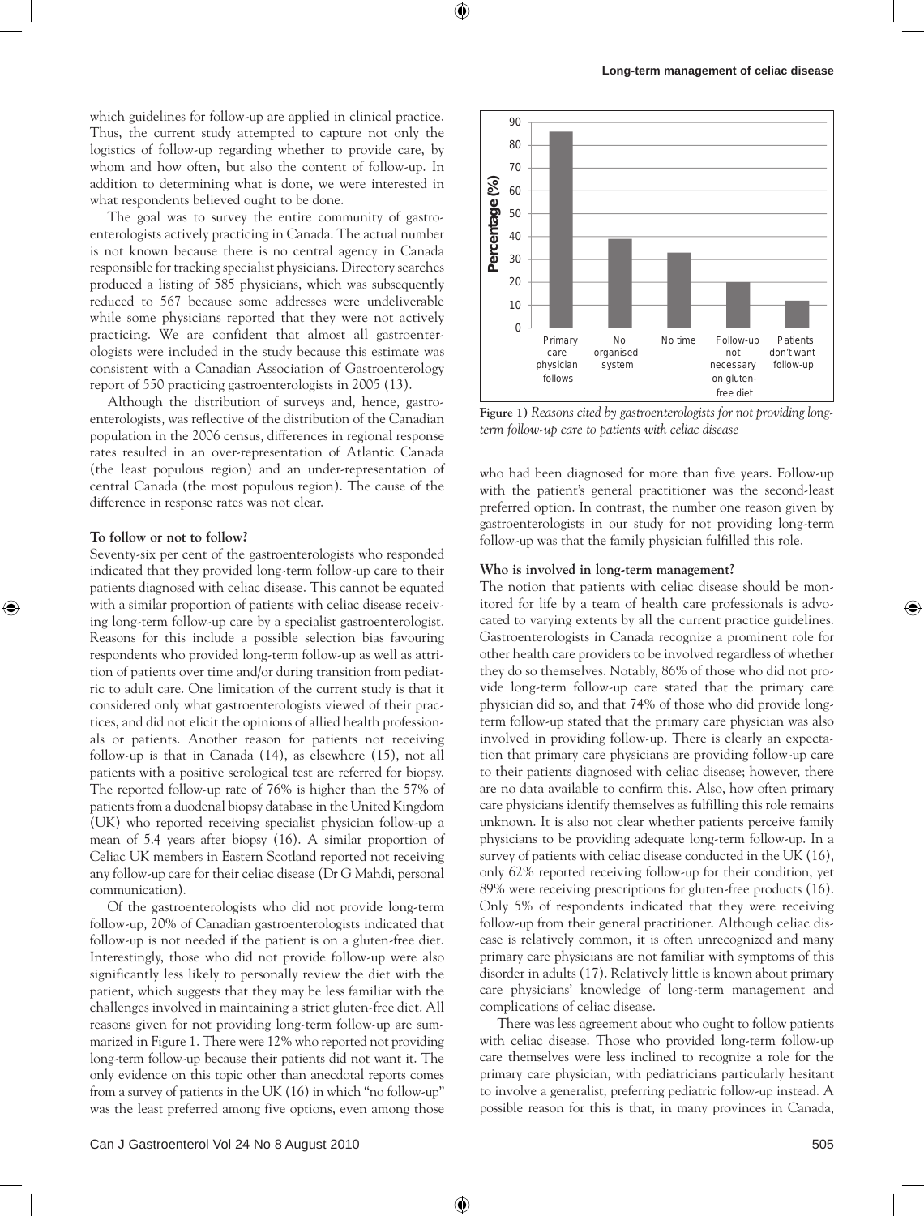which guidelines for follow-up are applied in clinical practice. Thus, the current study attempted to capture not only the logistics of follow-up regarding whether to provide care, by whom and how often, but also the content of follow-up. In addition to determining what is done, we were interested in what respondents believed ought to be done.

The goal was to survey the entire community of gastroenterologists actively practicing in Canada. The actual number is not known because there is no central agency in Canada responsible for tracking specialist physicians. Directory searches produced a listing of 585 physicians, which was subsequently reduced to 567 because some addresses were undeliverable while some physicians reported that they were not actively practicing. We are confident that almost all gastroenterologists were included in the study because this estimate was consistent with a Canadian Association of Gastroenterology report of 550 practicing gastroenterologists in 2005 (13).

Although the distribution of surveys and, hence, gastroenterologists, was reflective of the distribution of the Canadian population in the 2006 census, differences in regional response rates resulted in an over-representation of Atlantic Canada (the least populous region) and an under-representation of central Canada (the most populous region). The cause of the difference in response rates was not clear.

**To follow or not to follow?**

Seventy-six per cent of the gastroenterologists who responded indicated that they provided long-term follow-up care to their patients diagnosed with celiac disease. This cannot be equated with a similar proportion of patients with celiac disease receiving long-term follow-up care by a specialist gastroenterologist. Reasons for this include a possible selection bias favouring respondents who provided long-term follow-up as well as attrition of patients over time and/or during transition from pediatric to adult care. One limitation of the current study is that it considered only what gastroenterologists viewed of their practices, and did not elicit the opinions of allied health professionals or patients. Another reason for patients not receiving follow-up is that in Canada (14), as elsewhere (15), not all patients with a positive serological test are referred for biopsy. The reported follow-up rate of 76% is higher than the 57% of patients from a duodenal biopsy database in the United Kingdom (UK) who reported receiving specialist physician follow-up a mean of 5.4 years after biopsy (16). A similar proportion of Celiac UK members in Eastern Scotland reported not receiving any follow-up care for their celiac disease (Dr G Mahdi, personal communication).

Of the gastroenterologists who did not provide long-term follow-up, 20% of Canadian gastroenterologists indicated that follow-up is not needed if the patient is on a gluten-free diet. Interestingly, those who did not provide follow-up were also significantly less likely to personally review the diet with the patient, which suggests that they may be less familiar with the challenges involved in maintaining a strict gluten-free diet. All reasons given for not providing long-term follow-up are summarized in Figure 1. There were 12% who reported not providing long-term follow-up because their patients did not want it. The only evidence on this topic other than anecdotal reports comes from a survey of patients in the UK (16) in which "no follow-up" was the least preferred among five options, even among those who had been diagnosed for more than five years. Follow-up with the patient's general practitioner was the second-least preferred option. In contrast, the number one reason given by gastroenterologists in our study for not providing long-term follow-up was that the family physician fulfilled this role.

**Figure 1)** *Reasons cited by gastroenterologists for not providing long-term follow-up care to patients with celiac disease*

**Who is involved in long-term management?**

The notion that patients with celiac disease should be monitored for life by a team of health care professionals is advocated to varying extents by all the current practice guidelines. Gastroenterologists in Canada recognize a prominent role for other health care providers to be involved regardless of whether they do so themselves. Notably, 86% of those who did not provide long-term follow-up care stated that the primary care physician did so, and that 74% of those who did provide long-term follow-up stated that the primary care physician was also involved in providing follow-up. There is clearly an expectation that primary care physicians are providing follow-up care to their patients diagnosed with celiac disease; however, there are no data available to confirm this. Also, how often primary care physicians identify themselves as fulfilling this role remains unknown. It is also not clear whether patients perceive family physicians to be providing adequate long-term follow-up. In a survey of patients with celiac disease conducted in the UK (16), only 62% reported receiving follow-up for their condition, yet 89% were receiving prescriptions for gluten-free products (16). Only 5% of respondents indicated that they were receiving follow-up from their general practitioner. Although celiac disease is relatively common, it is often unrecognized and many primary care physicians are not familiar with symptoms of this disorder in adults (17). Relatively little is known about primary care physicians' knowledge of long-term management and complications of celiac disease.

There was less agreement about who ought to follow patients with celiac disease. Those who provided long-term follow-up care themselves were less inclined to recognize a role for the primary care physician, with pediatricians particularly hesitant to involve a generalist, preferring pediatric follow-up instead. A possible reason for this is that, in many provinces in Canada,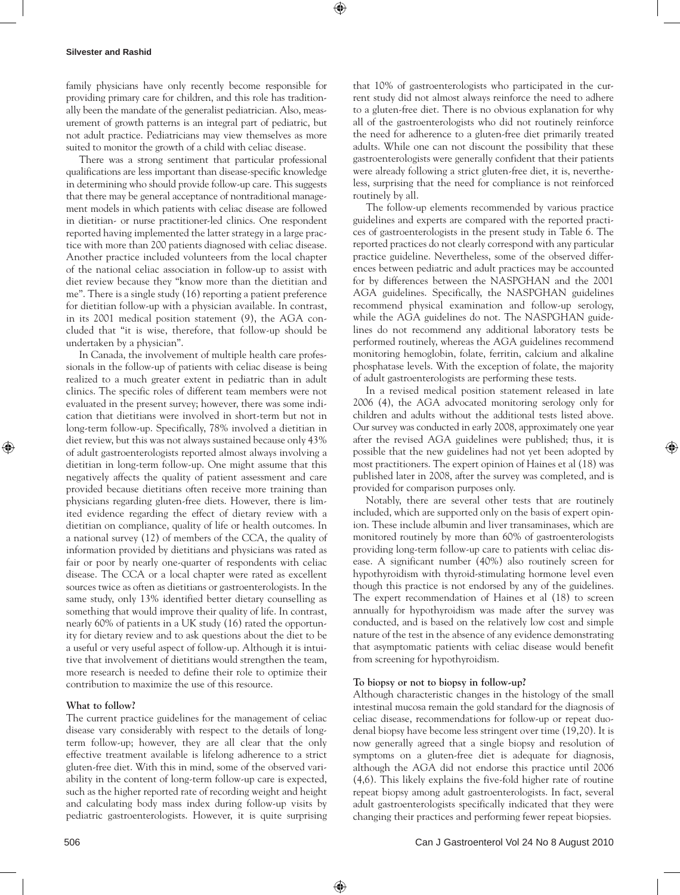family physicians have only recently become responsible for providing primary care for children, and this role has traditionally been the mandate of the generalist pediatrician. Also, measurement of growth patterns is an integral part of pediatric, but not adult practice. Pediatricians may view themselves as more suited to monitor the growth of a child with celiac disease.

There was a strong sentiment that particular professional qualifications are less important than disease-specific knowledge in determining who should provide follow-up care. This suggests that there may be general acceptance of nontraditional management models in which patients with celiac disease are followed in dietitian- or nurse practitioner-led clinics. One respondent reported having implemented the latter strategy in a large practice with more than 200 patients diagnosed with celiac disease. Another practice included volunteers from the local chapter of the national celiac association in follow-up to assist with diet review because they "know more than the dietitian and me". There is a single study (16) reporting a patient preference for dietitian follow-up with a physician available. In contrast, in its 2001 medical position statement (9), the AGA concluded that "it is wise, therefore, that follow-up should be undertaken by a physician".

In Canada, the involvement of multiple health care professionals in the follow-up of patients with celiac disease is being realized to a much greater extent in pediatric than in adult clinics. The specific roles of different team members were not evaluated in the present survey; however, there was some indication that dietitians were involved in short-term but not in long-term follow-up. Specifically, 78% involved a dietitian in diet review, but this was not always sustained because only 43% of adult gastroenterologists reported almost always involving a dietitian in long-term follow-up. One might assume that this negatively affects the quality of patient assessment and care provided because dietitians often receive more training than physicians regarding gluten-free diets. However, there is limited evidence regarding the effect of dietary review with a dietitian on compliance, quality of life or health outcomes. In a national survey (12) of members of the CCA, the quality of information provided by dietitians and physicians was rated as fair or poor by nearly one-quarter of respondents with celiac disease. The CCA or a local chapter were rated as excellent sources twice as often as dietitians or gastroenterologists. In the same study, only 13% identified better dietary counselling as something that would improve their quality of life. In contrast, nearly 60% of patients in a UK study (16) rated the opportunity for dietary review and to ask questions about the diet to be a useful or very useful aspect of follow-up. Although it is intuitive that involvement of dietitians would strengthen the team, more research is needed to define their role to optimize their contribution to maximize the use of this resource.

**What to follow?**

The current practice guidelines for the management of celiac disease vary considerably with respect to the details of long-term follow-up; however, they are all clear that the only effective treatment available is lifelong adherence to a strict gluten-free diet. With this in mind, some of the observed variability in the content of long-term follow-up care is expected, such as the higher reported rate of recording weight and height and calculating body mass index during follow-up visits by pediatric gastroenterologists. However, it is quite surprising that 10% of gastroenterologists who participated in the current study did not almost always reinforce the need to adhere to a gluten-free diet. There is no obvious explanation for why all of the gastroenterologists who did not routinely reinforce the need for adherence to a gluten-free diet primarily treated adults. While one can not discount the possibility that these gastroenterologists were generally confident that their patients were already following a strict gluten-free diet, it is, nevertheless, surprising that the need for compliance is not reinforced routinely by all.

The follow-up elements recommended by various practice guidelines and experts are compared with the reported practices of gastroenterologists in the present study in Table 6. The reported practices do not clearly correspond with any particular practice guideline. Nevertheless, some of the observed differences between pediatric and adult practices may be accounted for by differences between the NASPGHAN and the 2001 AGA guidelines. Specifically, the NASPGHAN guidelines recommend physical examination and follow-up serology, while the AGA guidelines do not. The NASPGHAN guidelines do not recommend any additional laboratory tests be performed routinely, whereas the AGA guidelines recommend monitoring hemoglobin, folate, ferritin, calcium and alkaline phosphatase levels. With the exception of folate, the majority of adult gastroenterologists are performing these tests.

In a revised medical position statement released in late 2006 (4), the AGA advocated monitoring serology only for children and adults without the additional tests listed above. Our survey was conducted in early 2008, approximately one year after the revised AGA guidelines were published; thus, it is possible that the new guidelines had not yet been adopted by most practitioners. The expert opinion of Haines et al (18) was published later in 2008, after the survey was completed, and is provided for comparison purposes only.

Notably, there are several other tests that are routinely included, which are supported only on the basis of expert opinion. These include albumin and liver transaminases, which are monitored routinely by more than 60% of gastroenterologists providing long-term follow-up care to patients with celiac disease. A significant number (40%) also routinely screen for hypothyroidism with thyroid-stimulating hormone level even though this practice is not endorsed by any of the guidelines. The expert recommendation of Haines et al (18) to screen annually for hypothyroidism was made after the survey was conducted, and is based on the relatively low cost and simple nature of the test in the absence of any evidence demonstrating that asymptomatic patients with celiac disease would benefit from screening for hypothyroidism.

**To biopsy or not to biopsy in follow-up?**

Although characteristic changes in the histology of the small intestinal mucosa remain the gold standard for the diagnosis of celiac disease, recommendations for follow-up or repeat duodenal biopsy have become less stringent over time (19,20). It is now generally agreed that a single biopsy and resolution of symptoms on a gluten-free diet is adequate for diagnosis, although the AGA did not endorse this practice until 2006 (4,6). This likely explains the five-fold higher rate of routine repeat biopsy among adult gastroenterologists. In fact, several adult gastroenterologists specifically indicated that they were changing their practices and performing fewer repeat biopsies.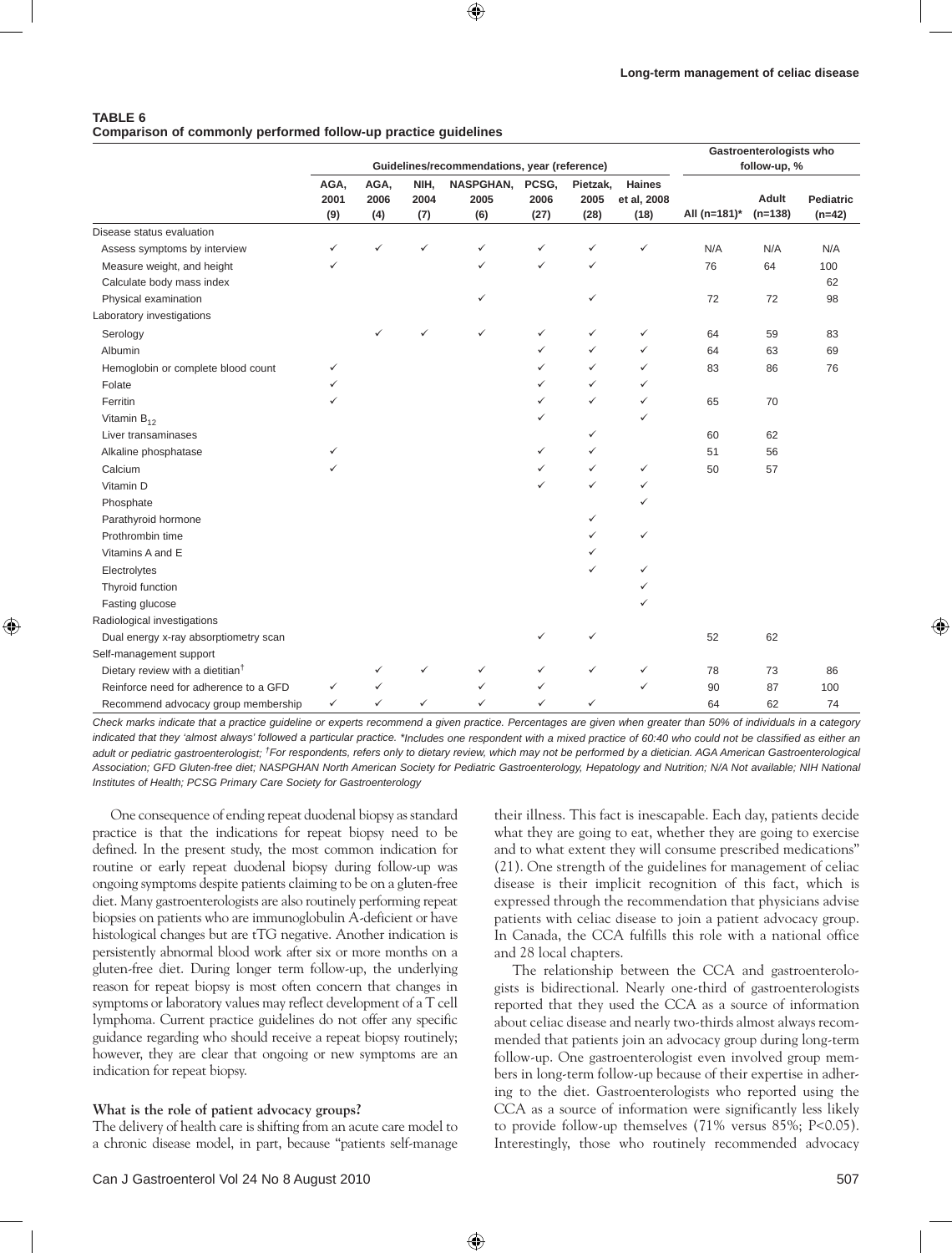**TABLE 6**
**Comparison of commonly performed follow-up practice guidelines**

| | Guidelines/recommendations, year (reference) | | | | | | | Gastroenterologists who follow-up, % | | |
|---|---|---|---|---|---|---|---|---|---|---|
| | AGA, 2001 (9) | AGA, 2006 (4) | NIH, 2004 (7) | NASPGHAN, 2005 (6) | PCSG, 2006 (27) | Pietzak, 2005 (28) | Haines et al, 2008 (18) | All (n=181)* | Adult (n=138) | Pediatric (n=42) |
| Disease status evaluation | | | | | | | | | | |
| Assess symptoms by interview | ✓ | ✓ | ✓ | ✓ | ✓ | ✓ | ✓ | N/A | N/A | N/A |
| Measure weight, and height | ✓ | | | ✓ | ✓ | ✓ | | 76 | 64 | 100 |
| Calculate body mass index | | | | | | | | | | 62 |
| Physical examination | | | | ✓ | | ✓ | | 72 | 72 | 98 |
| Laboratory investigations | | | | | | | | | | |
| Serology | | ✓ | ✓ | ✓ | ✓ | ✓ | ✓ | 64 | 59 | 83 |
| Albumin | | | | | ✓ | ✓ | ✓ | 64 | 63 | 69 |
| Hemoglobin or complete blood count | ✓ | | | | ✓ | ✓ | ✓ | 83 | 86 | 76 |
| Folate | ✓ | | | | ✓ | ✓ | ✓ | | | |
| Ferritin | ✓ | | | | ✓ | ✓ | ✓ | 65 | 70 | |
| Vitamin $B_{12}$ | | | | | ✓ | | ✓ | | | |
| Liver transaminases | | | | | | ✓ | | 60 | 62 | |
| Alkaline phosphatase | ✓ | | | | ✓ | ✓ | | 51 | 56 | |
| Calcium | ✓ | | | | ✓ | ✓ | ✓ | 50 | 57 | |
| Vitamin D | | | | | ✓ | ✓ | ✓ | | | |
| Phosphate | | | | | | | ✓ | | | |
| Parathyroid hormone | | | | | | ✓ | | | | |
| Prothrombin time | | | | | | ✓ | ✓ | | | |
| Vitamins A and E | | | | | | ✓ | | | | |
| Electrolytes | | | | | | ✓ | ✓ | | | |
| Thyroid function | | | | | | | ✓ | | | |
| Fasting glucose | | | | | | | ✓ | | | |
| Radiological investigations | | | | | | | | | | |
| Dual energy x-ray absorptiometry scan | | | | | ✓ | ✓ | | 52 | 62 | |
| Self-management support | | | | | | | | | | |
| Dietary review with a dietitian[†] | | ✓ | ✓ | ✓ | ✓ | ✓ | ✓ | 78 | 73 | 86 |
| Reinforce need for adherence to a GFD | ✓ | ✓ | | ✓ | ✓ | | ✓ | 90 | 87 | 100 |
| Recommend advocacy group membership | ✓ | ✓ | ✓ | ✓ | ✓ | ✓ | | 64 | 62 | 74 |

*Check marks indicate that a practice guideline or experts recommend a given practice. Percentages are given when greater than 50% of individuals in a category indicated that they 'almost always' followed a particular practice. *Includes one respondent with a mixed practice of 60:40 who could not be classified as either an adult or pediatric gastroenterologist; [†]For respondents, refers only to dietary review, which may not be performed by a dietician. AGA American Gastroenterological Association; GFD Gluten-free diet; NASPGHAN North American Society for Pediatric Gastroenterology, Hepatology and Nutrition; N/A Not available; NIH National Institutes of Health; PCSG Primary Care Society for Gastroenterology*

One consequence of ending repeat duodenal biopsy as standard practice is that the indications for repeat biopsy need to be defined. In the present study, the most common indication for routine or early repeat duodenal biopsy during follow-up was ongoing symptoms despite patients claiming to be on a gluten-free diet. Many gastroenterologists are also routinely performing repeat biopsies on patients who are immunoglobulin A-deficient or have histological changes but are tTG negative. Another indication is persistently abnormal blood work after six or more months on a gluten-free diet. During longer term follow-up, the underlying reason for repeat biopsy is most often concern that changes in symptoms or laboratory values may reflect development of a T cell lymphoma. Current practice guidelines do not offer any specific guidance regarding who should receive a repeat biopsy routinely; however, they are clear that ongoing or new symptoms are an indication for repeat biopsy.

**What is the role of patient advocacy groups?**

The delivery of health care is shifting from an acute care model to a chronic disease model, in part, because "patients self-manage their illness. This fact is inescapable. Each day, patients decide what they are going to eat, whether they are going to exercise and to what extent they will consume prescribed medications" (21). One strength of the guidelines for management of celiac disease is their implicit recognition of this fact, which is expressed through the recommendation that physicians advise patients with celiac disease to join a patient advocacy group. In Canada, the CCA fulfills this role with a national office and 28 local chapters.

The relationship between the CCA and gastroenterologists is bidirectional. Nearly one-third of gastroenterologists reported that they used the CCA as a source of information about celiac disease and nearly two-thirds almost always recommended that patients join an advocacy group during long-term follow-up. One gastroenterologist even involved group members in long-term follow-up because of their expertise in adhering to the diet. Gastroenterologists who reported using the CCA as a source of information were significantly less likely to provide follow-up themselves (71% versus 85%; $P<0.05$). Interestingly, those who routinely recommended advocacy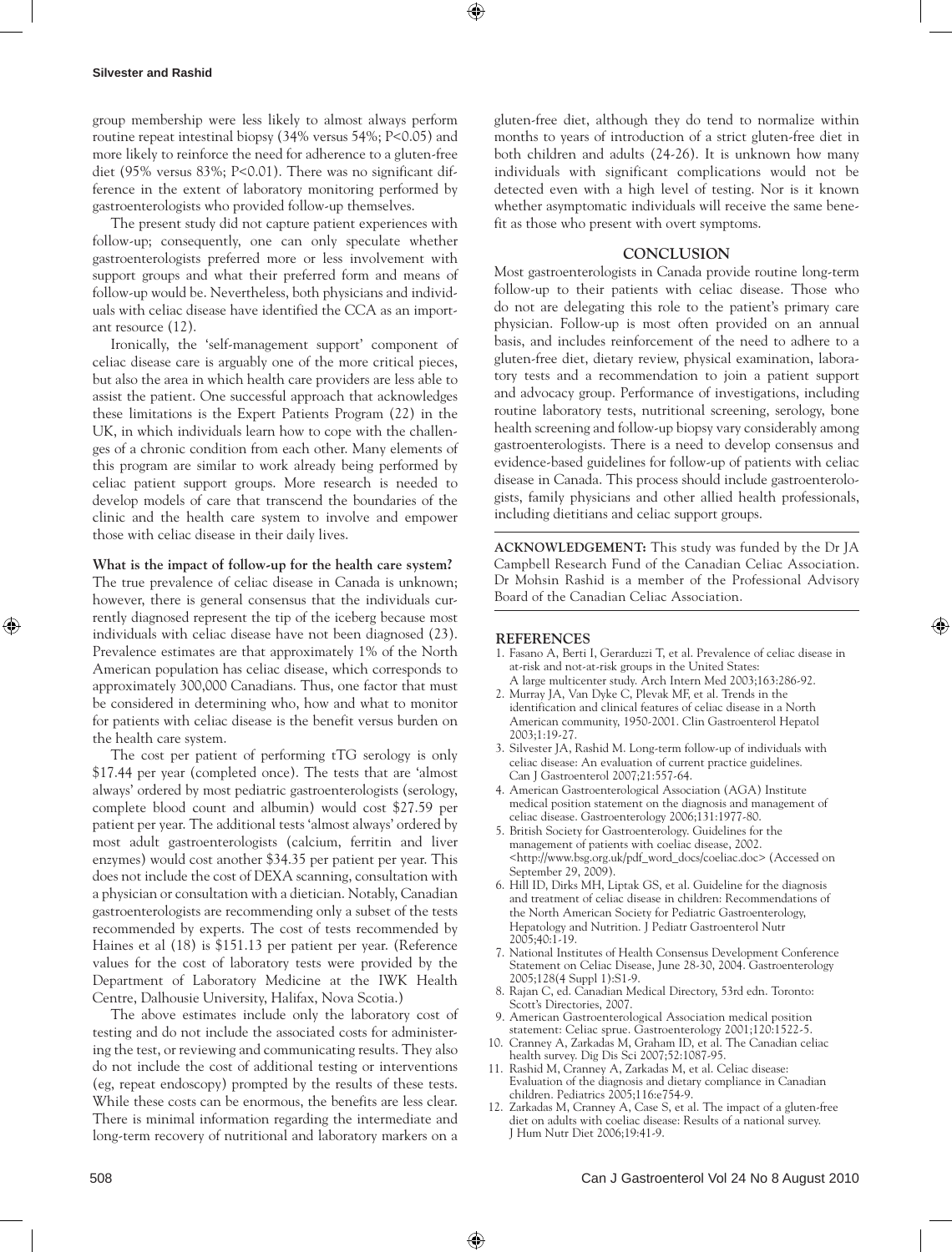group membership were less likely to almost always perform routine repeat intestinal biopsy (34% versus 54%; $P<0.05$) and more likely to reinforce the need for adherence to a gluten-free diet (95% versus 83%; $P<0.01$). There was no significant difference in the extent of laboratory monitoring performed by gastroenterologists who provided follow-up themselves.

The present study did not capture patient experiences with follow-up; consequently, one can only speculate whether gastroenterologists preferred more or less involvement with support groups and what their preferred form and means of follow-up would be. Nevertheless, both physicians and individuals with celiac disease have identified the CCA as an important resource (12).

Ironically, the 'self-management support' component of celiac disease care is arguably one of the more critical pieces, but also the area in which health care providers are less able to assist the patient. One successful approach that acknowledges these limitations is the Expert Patients Program (22) in the UK, in which individuals learn how to cope with the challenges of a chronic condition from each other. Many elements of this program are similar to work already being performed by celiac patient support groups. More research is needed to develop models of care that transcend the boundaries of the clinic and the health care system to involve and empower those with celiac disease in their daily lives.

**What is the impact of follow-up for the health care system?**

The true prevalence of celiac disease in Canada is unknown; however, there is general consensus that the individuals currently diagnosed represent the tip of the iceberg because most individuals with celiac disease have not been diagnosed (23). Prevalence estimates are that approximately 1% of the North American population has celiac disease, which corresponds to approximately 300,000 Canadians. Thus, one factor that must be considered in determining who, how and what to monitor for patients with celiac disease is the benefit versus burden on the health care system.

The cost per patient of performing tTG serology is only \$17.44 per year (completed once). The tests that are 'almost always' ordered by most pediatric gastroenterologists (serology, complete blood count and albumin) would cost \$27.59 per patient per year. The additional tests 'almost always' ordered by most adult gastroenterologists (calcium, ferritin and liver enzymes) would cost another \$34.35 per patient per year. This does not include the cost of DEXA scanning, consultation with a physician or consultation with a dietician. Notably, Canadian gastroenterologists are recommending only a subset of the tests recommended by experts. The cost of tests recommended by Haines et al (18) is \$151.13 per patient per year. (Reference values for the cost of laboratory tests were provided by the Department of Laboratory Medicine at the IWK Health Centre, Dalhousie University, Halifax, Nova Scotia.)

The above estimates include only the laboratory cost of testing and do not include the associated costs for administering the test, or reviewing and communicating results. They also do not include the cost of additional testing or interventions (eg, repeat endoscopy) prompted by the results of these tests. While these costs can be enormous, the benefits are less clear. There is minimal information regarding the intermediate and long-term recovery of nutritional and laboratory markers on a gluten-free diet, although they do tend to normalize within months to years of introduction of a strict gluten-free diet in both children and adults (24-26). It is unknown how many individuals with significant complications would not be detected even with a high level of testing. Nor is it known whether asymptomatic individuals will receive the same benefit as those who present with overt symptoms.

## CONCLUSION

Most gastroenterologists in Canada provide routine long-term follow-up to their patients with celiac disease. Those who do not are delegating this role to the patient's primary care physician. Follow-up is most often provided on an annual basis, and includes reinforcement of the need to adhere to a gluten-free diet, dietary review, physical examination, laboratory tests and a recommendation to join a patient support and advocacy group. Performance of investigations, including routine laboratory tests, nutritional screening, serology, bone health screening and follow-up biopsy vary considerably among gastroenterologists. There is a need to develop consensus and evidence-based guidelines for follow-up of patients with celiac disease in Canada. This process should include gastroenterologists, family physicians and other allied health professionals, including dietitians and celiac support groups.

**ACKNOWLEDGEMENT:** This study was funded by the Dr JA Campbell Research Fund of the Canadian Celiac Association. Dr Mohsin Rashid is a member of the Professional Advisory Board of the Canadian Celiac Association.

## REFERENCES

1. Fasano A, Berti I, Gerarduzzi T, et al. Prevalence of celiac disease in at-risk and not-at-risk groups in the United States: A large multicenter study. Arch Intern Med 2003;163:286-92.
2. Murray JA, Van Dyke C, Plevak MF, et al. Trends in the identification and clinical features of celiac disease in a North American community, 1950-2001. Clin Gastroenterol Hepatol 2003;1:19-27.
3. Silvester JA, Rashid M. Long-term follow-up of individuals with celiac disease: An evaluation of current practice guidelines. Can J Gastroenterol 2007;21:557-64.
4. American Gastroenterological Association (AGA) Institute medical position statement on the diagnosis and management of celiac disease. Gastroenterology 2006;131:1977-80.
5. British Society for Gastroenterology. Guidelines for the management of patients with coeliac disease, 2002. <http://www.bsg.org.uk/pdf_word_docs/coeliac.doc> (Accessed on September 29, 2009).
6. Hill ID, Dirks MH, Liptak GS, et al. Guideline for the diagnosis and treatment of celiac disease in children: Recommendations of the North American Society for Pediatric Gastroenterology, Hepatology and Nutrition. J Pediatr Gastroenterol Nutr 2005;40:1-19.
7. National Institutes of Health Consensus Development Conference Statement on Celiac Disease, June 28-30, 2004. Gastroenterology 2005;128(4 Suppl 1):S1-9.
8. Rajan C, ed. Canadian Medical Directory, 53rd edn. Toronto: Scott's Directories, 2007.
9. American Gastroenterological Association medical position statement: Celiac sprue. Gastroenterology 2001;120:1522-5.
10. Cranney A, Zarkadas M, Graham ID, et al. The Canadian celiac health survey. Dig Dis Sci 2007;52:1087-95.
11. Rashid M, Cranney A, Zarkadas M, et al. Celiac disease: Evaluation of the diagnosis and dietary compliance in Canadian children. Pediatrics 2005;116:e754-9.
12. Zarkadas M, Cranney A, Case S, et al. The impact of a gluten-free diet on adults with coeliac disease: Results of a national survey. J Hum Nutr Diet 2006;19:41-9.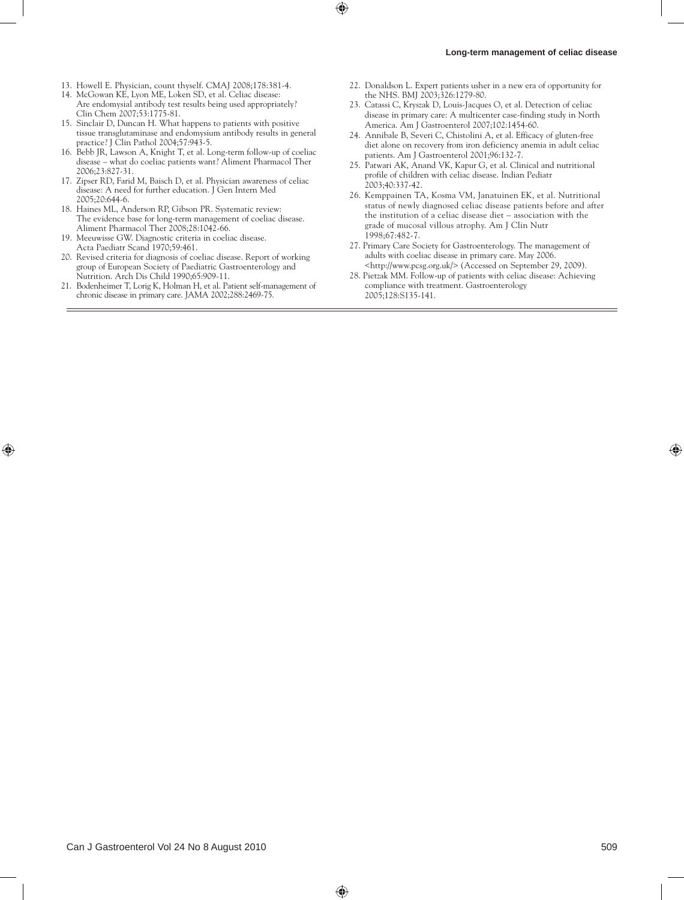13. Howell E. Physician, count thyself. CMAJ 2008;178:381-4.
14. McGowan KE, Lyon ME, Loken SD, et al. Celiac disease: Are endomysial antibody test results being used appropriately? Clin Chem 2007;53:1775-81.
15. Sinclair D, Duncan H. What happens to patients with positive tissue transglutaminase and endomysium antibody results in general practice? J Clin Pathol 2004;57:943-5.
16. Bebb JR, Lawson A, Knight T, et al. Long-term follow-up of coeliac disease – what do coeliac patients want? Aliment Pharmacol Ther 2006;23:827-31.
17. Zipser RD, Farid M, Baisch D, et al. Physician awareness of celiac disease: A need for further education. J Gen Intern Med 2005;20:644-6.
18. Haines ML, Anderson RP, Gibson PR. Systematic review: The evidence base for long-term management of coeliac disease. Aliment Pharmacol Ther 2008;28:1042-66.
19. Meeuwisse GW. Diagnostic criteria in coeliac disease. Acta Paediatr Scand 1970;59:461.
20. Revised criteria for diagnosis of coeliac disease. Report of working group of European Society of Paediatric Gastroenterology and Nutrition. Arch Dis Child 1990;65:909-11.
21. Bodenheimer T, Lorig K, Holman H, et al. Patient self-management of chronic disease in primary care. JAMA 2002;288:2469-75.
22. Donaldson L. Expert patients usher in a new era of opportunity for the NHS. BMJ 2003;326:1279-80.
23. Catassi C, Kryszak D, Louis-Jacques O, et al. Detection of celiac disease in primary care: A multicenter case-finding study in North America. Am J Gastroenterol 2007;102:1454-60.
24. Annibale B, Severi C, Chistolini A, et al. Efficacy of gluten-free diet alone on recovery from iron deficiency anemia in adult celiac patients. Am J Gastroenterol 2001;96:132-7.
25. Patwari AK, Anand VK, Kapur G, et al. Clinical and nutritional profile of children with celiac disease. Indian Pediatr 2003;40:337-42.
26. Kemppainen TA, Kosma VM, Janatuinen EK, et al. Nutritional status of newly diagnosed celiac disease patients before and after the institution of a celiac disease diet – association with the grade of mucosal villous atrophy. Am J Clin Nutr 1998;67:482-7.
27. Primary Care Society for Gastroenterology. The management of adults with coeliac disease in primary care. May 2006. <http://www.pcsg.org.uk/> (Accessed on September 29, 2009).
28. Pietzak MM. Follow-up of patients with celiac disease: Achieving compliance with treatment. Gastroenterology 2005;128:S135-141.